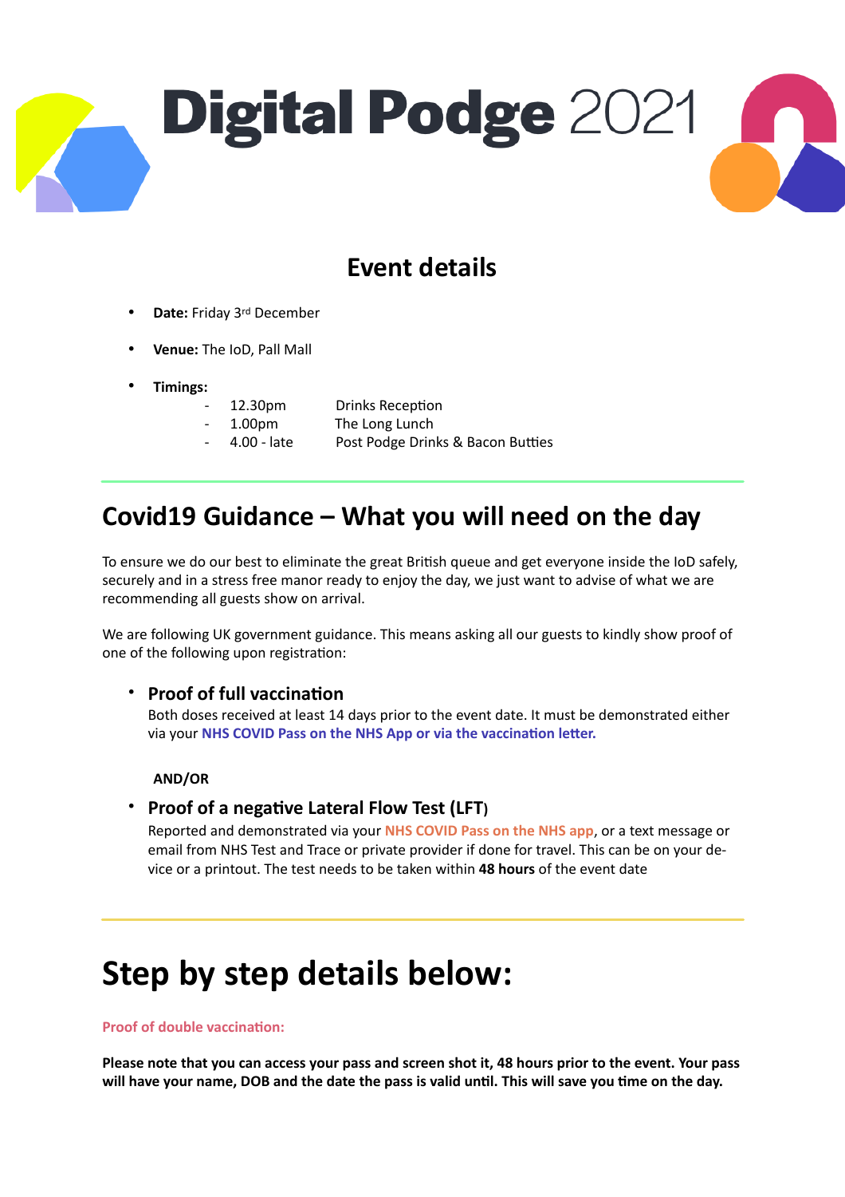# **Digital Podge** 2021

## Event details

- **Date:** Friday 3rd December
- **Venue:** The IoD, Pall Mall
- **Timings:**
  - 12.30pm Drinks Reception
  - 1.00pm The Long Lunch
  - 4.00 - late Post Podge Drinks & Bacon Butties

---

## Covid19 Guidance – What you will need on the day

To ensure we do our best to eliminate the great British queue and get everyone inside the IoD safely, securely and in a stress free manor ready to enjoy the day, we just want to advise of what we are recommending all guests show on arrival.

We are following UK government guidance. This means asking all our guests to kindly show proof of one of the following upon registration:

- **Proof of full vaccination**
  Both doses received at least 14 days prior to the event date. It must be demonstrated either via your **NHS COVID Pass on the NHS App or via the vaccination letter.**

  **AND/OR**

- **Proof of a negative Lateral Flow Test (LFT)**
  Reported and demonstrated via your **NHS COVID Pass on the NHS app**, or a text message or email from NHS Test and Trace or private provider if done for travel. This can be on your device or a printout. The test needs to be taken within **48 hours** of the event date

---

# Step by step details below:

**Proof of double vaccination:**

**Please note that you can access your pass and screen shot it, 48 hours prior to the event. Your pass will have your name, DOB and the date the pass is valid until. This will save you time on the day.**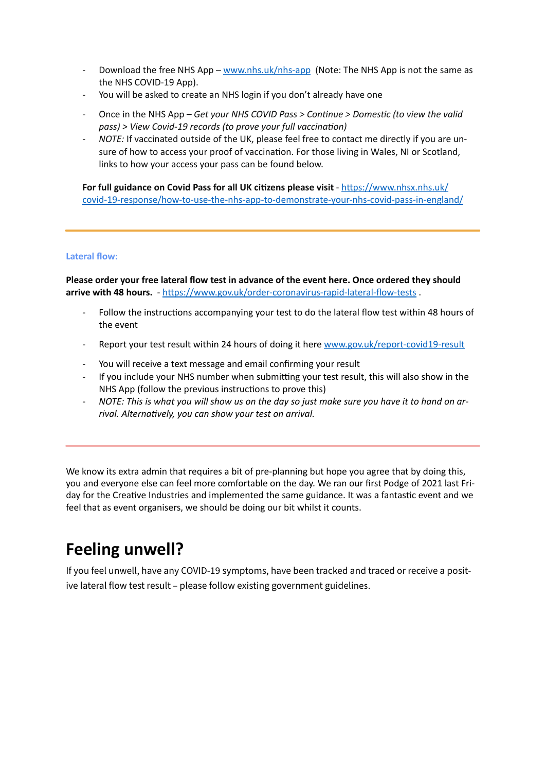- Download the free NHS App – [www.nhs.uk/nhs-app](www.nhs.uk/nhs-app) (Note: The NHS App is not the same as the NHS COVID-19 App).
- You will be asked to create an NHS login if you don't already have one
- Once in the NHS App – *Get your NHS COVID Pass > Continue > Domestic (to view the valid pass) > View Covid-19 records (to prove your full vaccination)*
- *NOTE:* If vaccinated outside of the UK, please feel free to contact me directly if you are unsure of how to access your proof of vaccination. For those living in Wales, NI or Scotland, links to how your access your pass can be found below.

**For full guidance on Covid Pass for all UK citizens please visit** - [https://www.nhsx.nhs.uk/covid-19-response/how-to-use-the-nhs-app-to-demonstrate-your-nhs-covid-pass-in-england/](https://www.nhsx.nhs.uk/covid-19-response/how-to-use-the-nhs-app-to-demonstrate-your-nhs-covid-pass-in-england/)

---

**Lateral flow:**

**Please order your free lateral flow test in advance of the event here. Once ordered they should arrive with 48 hours.** - [https://www.gov.uk/order-coronavirus-rapid-lateral-flow-tests](https://www.gov.uk/order-coronavirus-rapid-lateral-flow-tests) .

- Follow the instructions accompanying your test to do the lateral flow test within 48 hours of the event
- Report your test result within 24 hours of doing it here [www.gov.uk/report-covid19-result](www.gov.uk/report-covid19-result)
- You will receive a text message and email confirming your result
- If you include your NHS number when submitting your test result, this will also show in the NHS App (follow the previous instructions to prove this)
- *NOTE: This is what you will show us on the day so just make sure you have it to hand on arrival. Alternatively, you can show your test on arrival.*

---

We know its extra admin that requires a bit of pre-planning but hope you agree that by doing this, you and everyone else can feel more comfortable on the day. We ran our first Podge of 2021 last Friday for the Creative Industries and implemented the same guidance. It was a fantastic event and we feel that as event organisers, we should be doing our bit whilst it counts.

# Feeling unwell?

If you feel unwell, have any COVID-19 symptoms, have been tracked and traced or receive a positive lateral flow test result – please follow existing government guidelines.